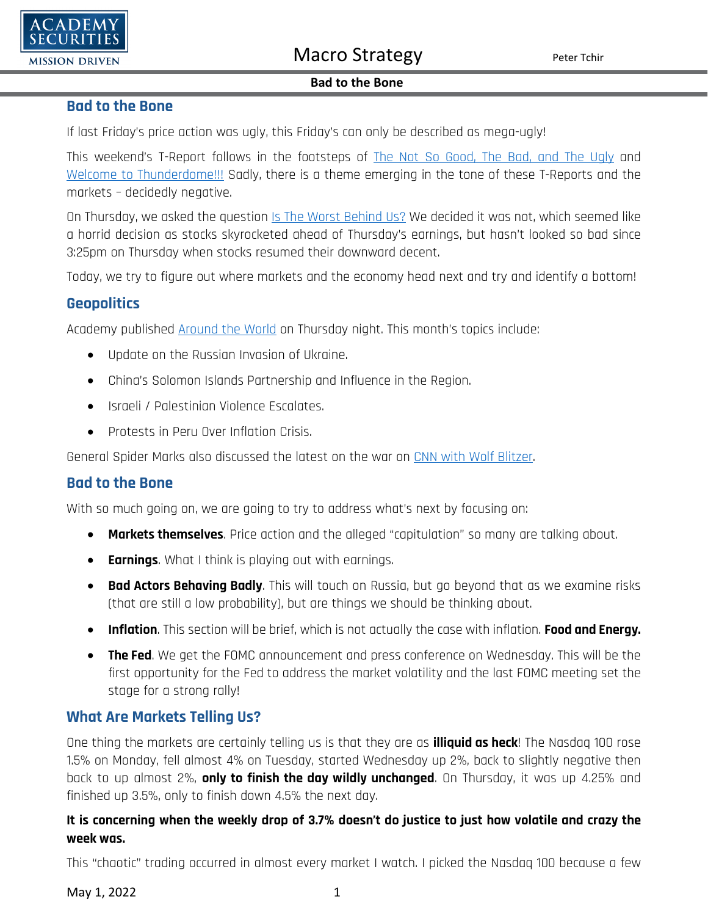## Bad to the Bone

If last Friday's price action was ugly, this Friday's can only be described as mega-ugly!

This weekend's T-Report follows in the footsteps of The Not So Good, The Bad, and The Ugly and Welcome to Thunderdome!!! Sadly, there is a theme emerging in the tone of these T-Reports and the markets – decidedly negative.

On Thursday, we asked the question Is The Worst Behind Us? We decided it was not, which seemed like a horrid decision as stocks skyrocketed ahead of Thursday's earnings, but hasn't looked so bad since 3:25pm on Thursday when stocks resumed their downward decent.

Today, we try to figure out where markets and the economy head next and try and identify a bottom!

## Geopolitics

Academy published Around the World on Thursday night. This month's topics include:

- Update on the Russian Invasion of Ukraine.
- China's Solomon Islands Partnership and Influence in the Region.
- Israeli / Palestinian Violence Escalates.
- Protests in Peru Over Inflation Crisis.

General Spider Marks also discussed the latest on the war on CNN with Wolf Blitzer.

## Bad to the Bone

With so much going on, we are going to try to address what's next by focusing on:

- **Markets themselves**. Price action and the alleged "capitulation" so many are talking about.
- **Earnings**. What I think is playing out with earnings.
- **Bad Actors Behaving Badly**. This will touch on Russia, but go beyond that as we examine risks (that are still a low probability), but are things we should be thinking about.
- **Inflation**. This section will be brief, which is not actually the case with inflation. **Food and Energy.**
- **The Fed**. We get the FOMC announcement and press conference on Wednesday. This will be the first opportunity for the Fed to address the market volatility and the last FOMC meeting set the stage for a strong rally!

## What Are Markets Telling Us?

One thing the markets are certainly telling us is that they are as **illiquid as heck**! The Nasdaq 100 rose 1.5% on Monday, fell almost 4% on Tuesday, started Wednesday up 2%, back to slightly negative then back to up almost 2%, **only to finish the day wildly unchanged**. On Thursday, it was up 4.25% and finished up 3.5%, only to finish down 4.5% the next day.

**It is concerning when the weekly drop of 3.7% doesn't do justice to just how volatile and crazy the week was.**

This "chaotic" trading occurred in almost every market I watch. I picked the Nasdaq 100 because a few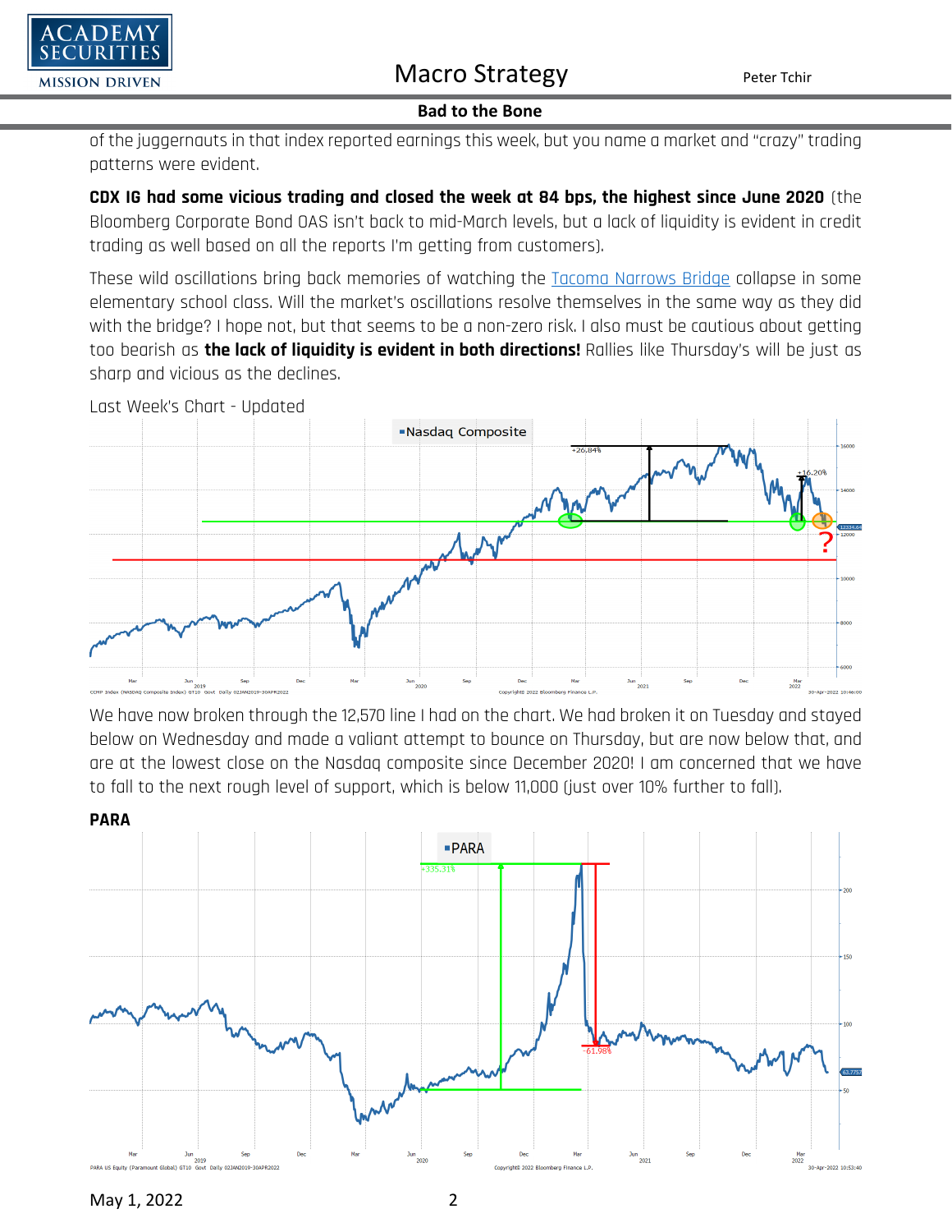of the juggernauts in that index reported earnings this week, but you name a market and "crazy" trading patterns were evident.

**CDX IG had some vicious trading and closed the week at 84 bps, the highest since June 2020** (the Bloomberg Corporate Bond OAS isn't back to mid-March levels, but a lack of liquidity is evident in credit trading as well based on all the reports I'm getting from customers).

These wild oscillations bring back memories of watching the Tacoma Narrows Bridge collapse in some elementary school class. Will the market's oscillations resolve themselves in the same way as they did with the bridge? I hope not, but that seems to be a non-zero risk. I also must be cautious about getting too bearish as **the lack of liquidity is evident in both directions!** Rallies like Thursday's will be just as sharp and vicious as the declines.

Last Week's Chart - Updated

We have now broken through the 12,570 line I had on the chart. We had broken it on Tuesday and stayed below on Wednesday and made a valiant attempt to bounce on Thursday, but are now below that, and are at the lowest close on the Nasdaq composite since December 2020! I am concerned that we have to fall to the next rough level of support, which is below 11,000 (just over 10% further to fall).

**PARA**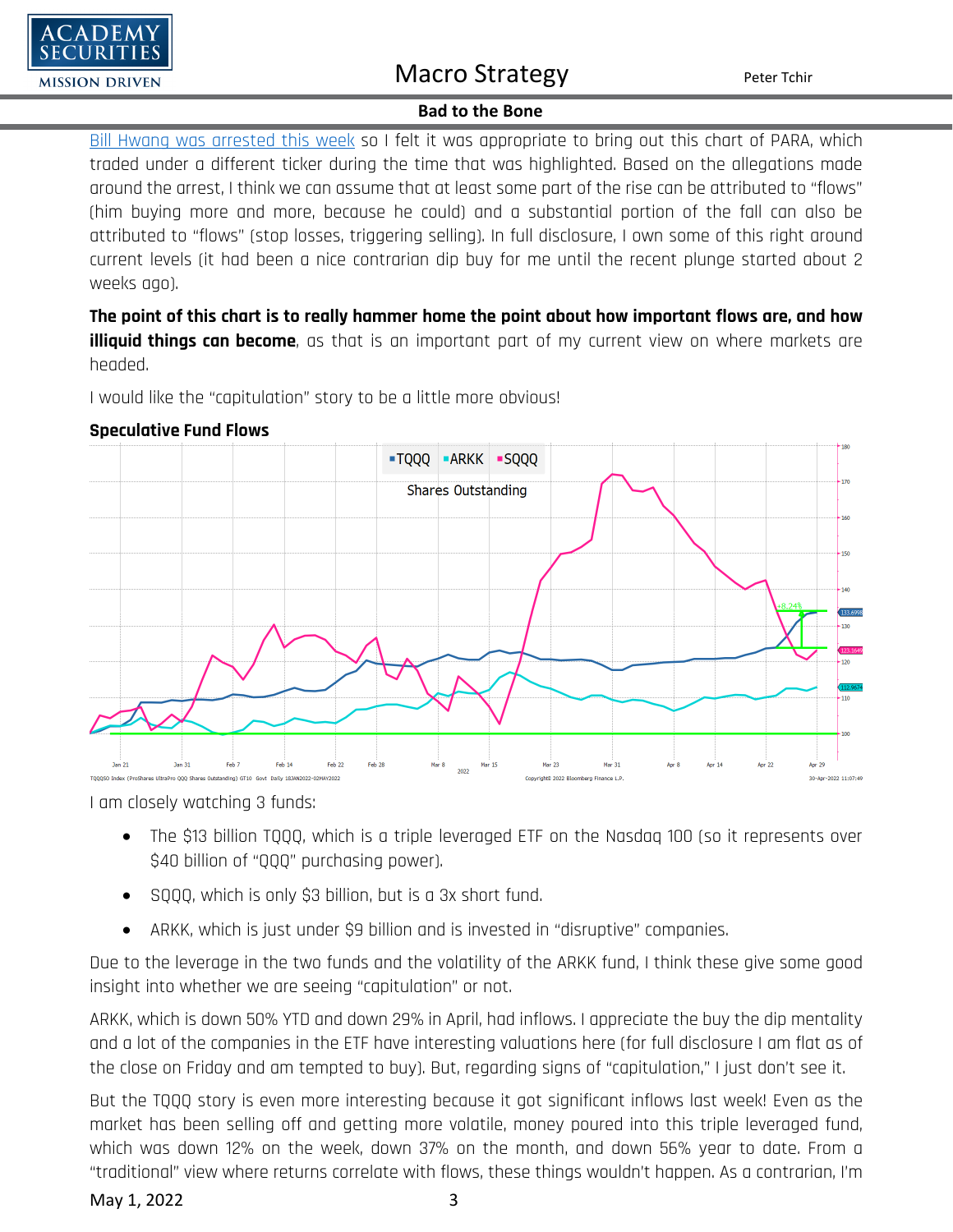Bill Hwang was arrested this week so I felt it was appropriate to bring out this chart of PARA, which traded under a different ticker during the time that was highlighted. Based on the allegations made around the arrest, I think we can assume that at least some part of the rise can be attributed to "flows" (him buying more and more, because he could) and a substantial portion of the fall can also be attributed to "flows" (stop losses, triggering selling). In full disclosure, I own some of this right around current levels (it had been a nice contrarian dip buy for me until the recent plunge started about 2 weeks ago).

**The point of this chart is to really hammer home the point about how important flows are, and how illiquid things can become**, as that is an important part of my current view on where markets are headed.

I would like the "capitulation" story to be a little more obvious!

**Speculative Fund Flows**

I am closely watching 3 funds:

- The $13 billion TQQQ, which is a triple leveraged ETF on the Nasdaq 100 (so it represents over $40 billion of "QQQ" purchasing power).
- SQQQ, which is only $3 billion, but is a 3x short fund.
- ARKK, which is just under $9 billion and is invested in "disruptive" companies.

Due to the leverage in the two funds and the volatility of the ARKK fund, I think these give some good insight into whether we are seeing "capitulation" or not.

ARKK, which is down 50% YTD and down 29% in April, had inflows. I appreciate the buy the dip mentality and a lot of the companies in the ETF have interesting valuations here (for full disclosure I am flat as of the close on Friday and am tempted to buy). But, regarding signs of "capitulation," I just don't see it.

But the TQQQ story is even more interesting because it got significant inflows last week! Even as the market has been selling off and getting more volatile, money poured into this triple leveraged fund, which was down 12% on the week, down 37% on the month, and down 56% year to date. From a "traditional" view where returns correlate with flows, these things wouldn't happen. As a contrarian, I'm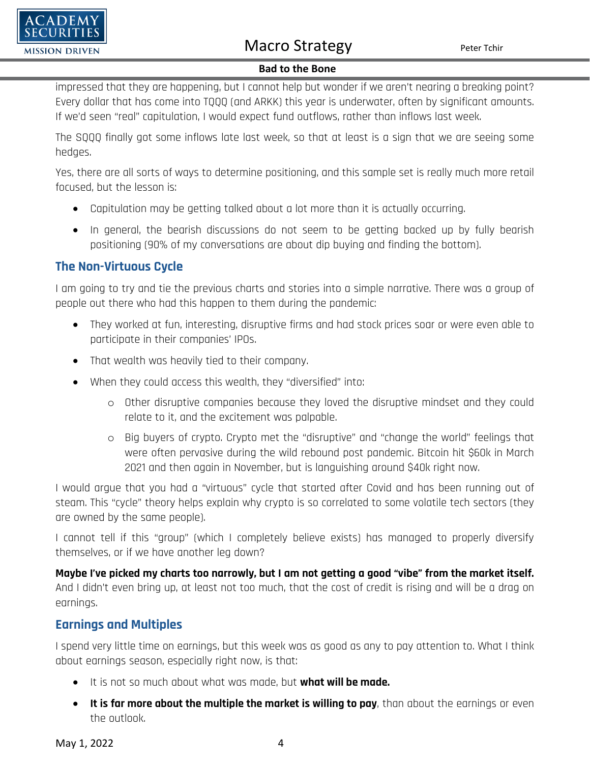impressed that they are happening, but I cannot help but wonder if we aren't nearing a breaking point? Every dollar that has come into TQQQ (and ARKK) this year is underwater, often by significant amounts. If we'd seen "real" capitulation, I would expect fund outflows, rather than inflows last week.

The SQQQ finally got some inflows late last week, so that at least is a sign that we are seeing some hedges.

Yes, there are all sorts of ways to determine positioning, and this sample set is really much more retail focused, but the lesson is:

- Capitulation may be getting talked about a lot more than it is actually occurring.
- In general, the bearish discussions do not seem to be getting backed up by fully bearish positioning (90% of my conversations are about dip buying and finding the bottom).

## The Non-Virtuous Cycle

I am going to try and tie the previous charts and stories into a simple narrative. There was a group of people out there who had this happen to them during the pandemic:

- They worked at fun, interesting, disruptive firms and had stock prices soar or were even able to participate in their companies' IPOs.
- That wealth was heavily tied to their company.
- When they could access this wealth, they "diversified" into:
  - Other disruptive companies because they loved the disruptive mindset and they could relate to it, and the excitement was palpable.
  - Big buyers of crypto. Crypto met the "disruptive" and "change the world" feelings that were often pervasive during the wild rebound post pandemic. Bitcoin hit $60k in March 2021 and then again in November, but is languishing around $40k right now.

I would argue that you had a "virtuous" cycle that started after Covid and has been running out of steam. This "cycle" theory helps explain why crypto is so correlated to some volatile tech sectors (they are owned by the same people).

I cannot tell if this "group" (which I completely believe exists) has managed to properly diversify themselves, or if we have another leg down?

**Maybe I've picked my charts too narrowly, but I am not getting a good "vibe" from the market itself.** And I didn't even bring up, at least not too much, that the cost of credit is rising and will be a drag on earnings.

## Earnings and Multiples

I spend very little time on earnings, but this week was as good as any to pay attention to. What I think about earnings season, especially right now, is that:

- It is not so much about what was made, but **what will be made.**
- **It is far more about the multiple the market is willing to pay**, than about the earnings or even the outlook.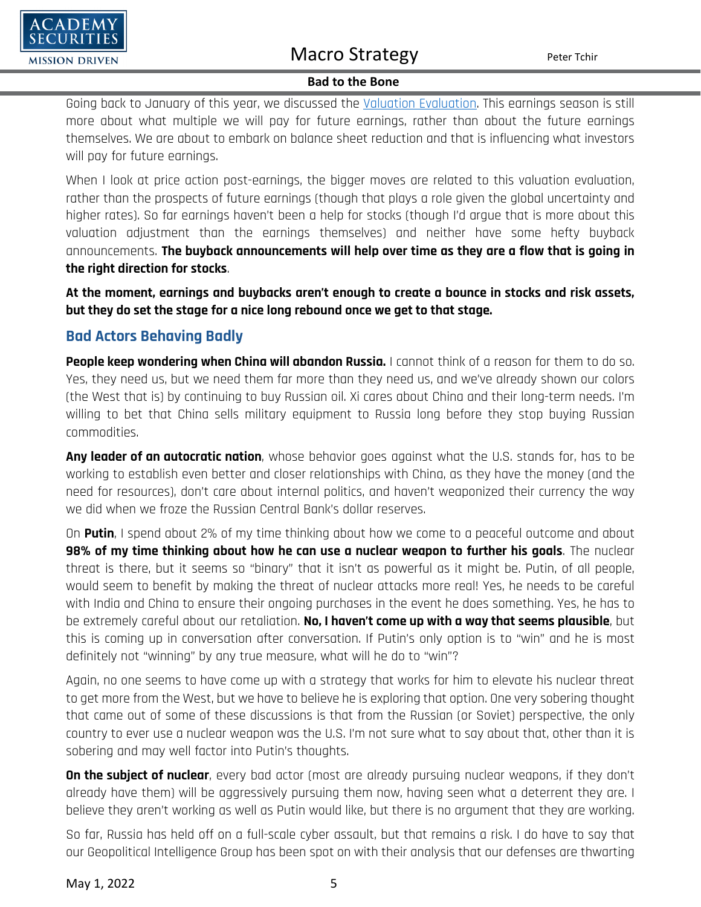Going back to January of this year, we discussed the Valuation Evaluation. This earnings season is still more about what multiple we will pay for future earnings, rather than about the future earnings themselves. We are about to embark on balance sheet reduction and that is influencing what investors will pay for future earnings.

When I look at price action post-earnings, the bigger moves are related to this valuation evaluation, rather than the prospects of future earnings (though that plays a role given the global uncertainty and higher rates). So far earnings haven't been a help for stocks (though I'd argue that is more about this valuation adjustment than the earnings themselves) and neither have some hefty buyback announcements. **The buyback announcements will help over time as they are a flow that is going in the right direction for stocks**.

**At the moment, earnings and buybacks aren't enough to create a bounce in stocks and risk assets, but they do set the stage for a nice long rebound once we get to that stage.**

## Bad Actors Behaving Badly

**People keep wondering when China will abandon Russia.** I cannot think of a reason for them to do so. Yes, they need us, but we need them far more than they need us, and we've already shown our colors (the West that is) by continuing to buy Russian oil. Xi cares about China and their long-term needs. I'm willing to bet that China sells military equipment to Russia long before they stop buying Russian commodities.

**Any leader of an autocratic nation**, whose behavior goes against what the U.S. stands for, has to be working to establish even better and closer relationships with China, as they have the money (and the need for resources), don't care about internal politics, and haven't weaponized their currency the way we did when we froze the Russian Central Bank's dollar reserves.

On **Putin**, I spend about 2% of my time thinking about how we come to a peaceful outcome and about **98% of my time thinking about how he can use a nuclear weapon to further his goals**. The nuclear threat is there, but it seems so "binary" that it isn't as powerful as it might be. Putin, of all people, would seem to benefit by making the threat of nuclear attacks more real! Yes, he needs to be careful with India and China to ensure their ongoing purchases in the event he does something. Yes, he has to be extremely careful about our retaliation. **No, I haven't come up with a way that seems plausible**, but this is coming up in conversation after conversation. If Putin's only option is to "win" and he is most definitely not "winning" by any true measure, what will he do to "win"?

Again, no one seems to have come up with a strategy that works for him to elevate his nuclear threat to get more from the West, but we have to believe he is exploring that option. One very sobering thought that came out of some of these discussions is that from the Russian (or Soviet) perspective, the only country to ever use a nuclear weapon was the U.S. I'm not sure what to say about that, other than it is sobering and may well factor into Putin's thoughts.

**On the subject of nuclear**, every bad actor (most are already pursuing nuclear weapons, if they don't already have them) will be aggressively pursuing them now, having seen what a deterrent they are. I believe they aren't working as well as Putin would like, but there is no argument that they are working.

So far, Russia has held off on a full-scale cyber assault, but that remains a risk. I do have to say that our Geopolitical Intelligence Group has been spot on with their analysis that our defenses are thwarting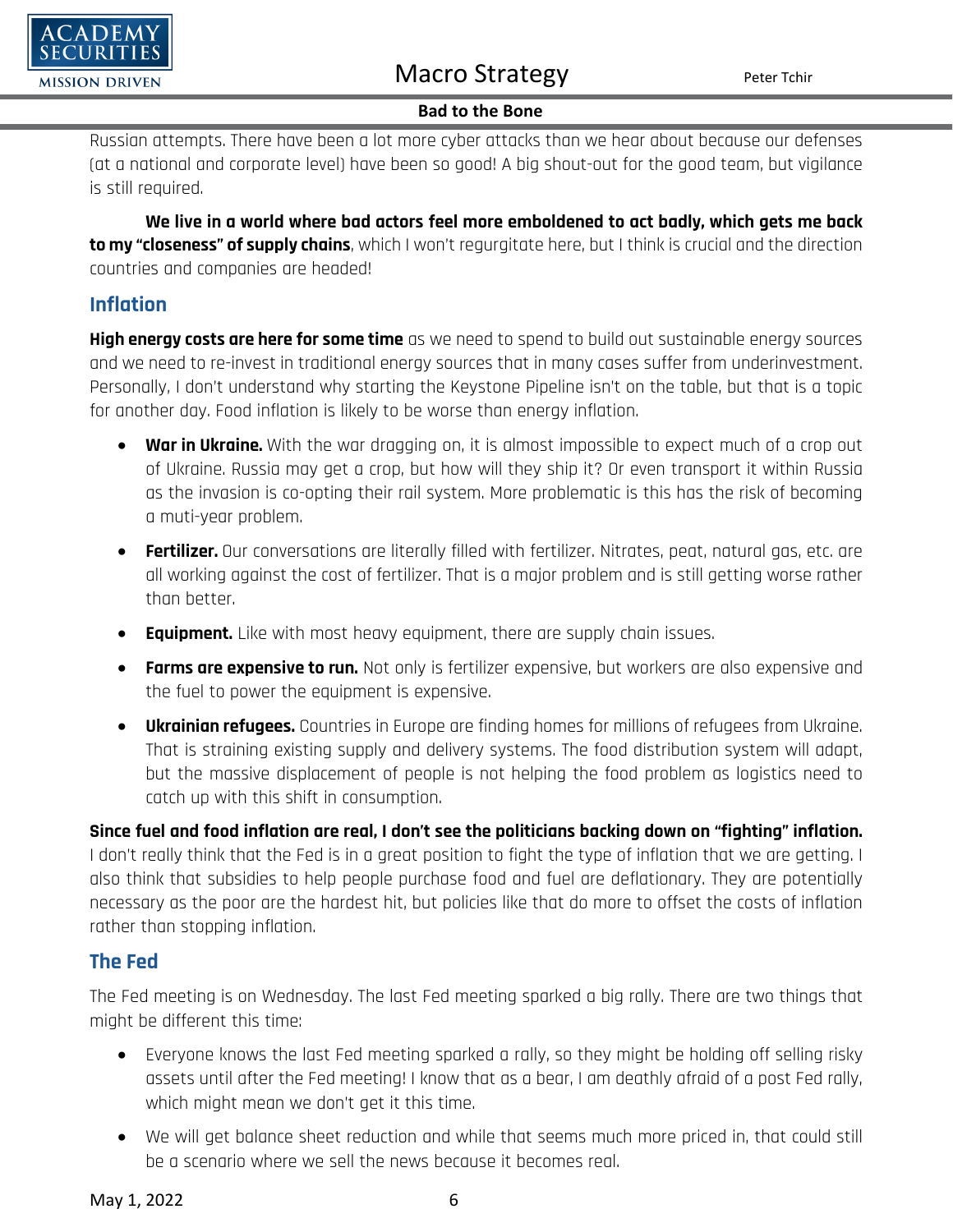Russian attempts. There have been a lot more cyber attacks than we hear about because our defenses (at a national and corporate level) have been so good! A big shout-out for the good team, but vigilance is still required.

**We live in a world where bad actors feel more emboldened to act badly, which gets me back to my "closeness" of supply chains**, which I won't regurgitate here, but I think is crucial and the direction countries and companies are headed!

## Inflation

**High energy costs are here for some time** as we need to spend to build out sustainable energy sources and we need to re-invest in traditional energy sources that in many cases suffer from underinvestment. Personally, I don't understand why starting the Keystone Pipeline isn't on the table, but that is a topic for another day. Food inflation is likely to be worse than energy inflation.

- **War in Ukraine.** With the war dragging on, it is almost impossible to expect much of a crop out of Ukraine. Russia may get a crop, but how will they ship it? Or even transport it within Russia as the invasion is co-opting their rail system. More problematic is this has the risk of becoming a muti-year problem.
- **Fertilizer.** Our conversations are literally filled with fertilizer. Nitrates, peat, natural gas, etc. are all working against the cost of fertilizer. That is a major problem and is still getting worse rather than better.
- **Equipment.** Like with most heavy equipment, there are supply chain issues.
- **Farms are expensive to run.** Not only is fertilizer expensive, but workers are also expensive and the fuel to power the equipment is expensive.
- **Ukrainian refugees.** Countries in Europe are finding homes for millions of refugees from Ukraine. That is straining existing supply and delivery systems. The food distribution system will adapt, but the massive displacement of people is not helping the food problem as logistics need to catch up with this shift in consumption.

**Since fuel and food inflation are real, I don't see the politicians backing down on "fighting" inflation.** I don't really think that the Fed is in a great position to fight the type of inflation that we are getting. I also think that subsidies to help people purchase food and fuel are deflationary. They are potentially necessary as the poor are the hardest hit, but policies like that do more to offset the costs of inflation rather than stopping inflation.

## The Fed

The Fed meeting is on Wednesday. The last Fed meeting sparked a big rally. There are two things that might be different this time:

- Everyone knows the last Fed meeting sparked a rally, so they might be holding off selling risky assets until after the Fed meeting! I know that as a bear, I am deathly afraid of a post Fed rally, which might mean we don't get it this time.
- We will get balance sheet reduction and while that seems much more priced in, that could still be a scenario where we sell the news because it becomes real.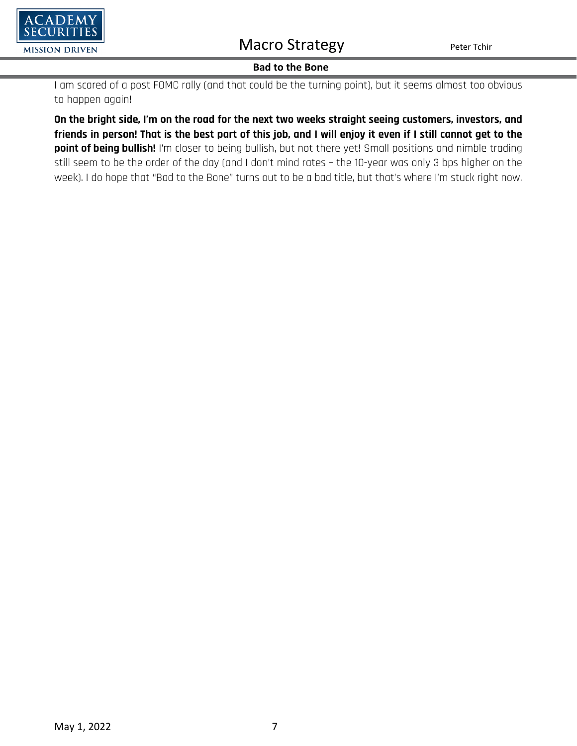I am scared of a post FOMC rally (and that could be the turning point), but it seems almost too obvious to happen again!

**On the bright side, I'm on the road for the next two weeks straight seeing customers, investors, and friends in person! That is the best part of this job, and I will enjoy it even if I still cannot get to the point of being bullish!** I'm closer to being bullish, but not there yet! Small positions and nimble trading still seem to be the order of the day (and I don't mind rates – the 10-year was only 3 bps higher on the week). I do hope that "Bad to the Bone" turns out to be a bad title, but that's where I'm stuck right now.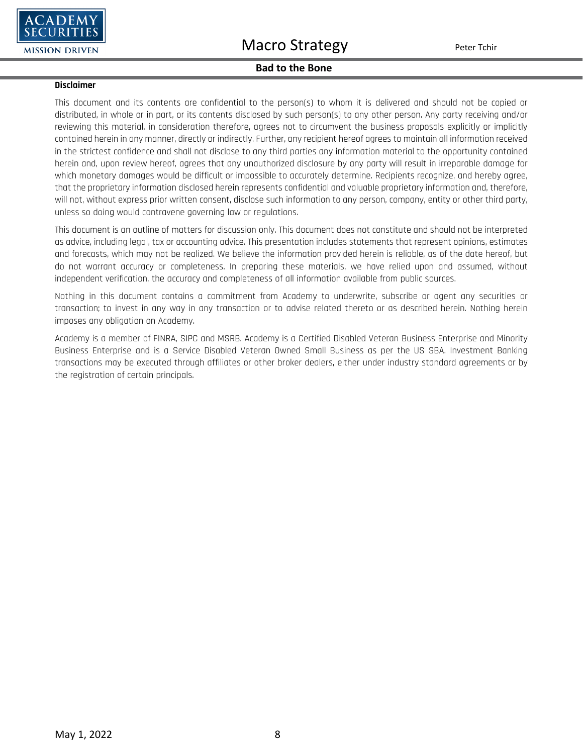**Disclaimer**

This document and its contents are confidential to the person(s) to whom it is delivered and should not be copied or distributed, in whole or in part, or its contents disclosed by such person(s) to any other person. Any party receiving and/or reviewing this material, in consideration therefore, agrees not to circumvent the business proposals explicitly or implicitly contained herein in any manner, directly or indirectly. Further, any recipient hereof agrees to maintain all information received in the strictest confidence and shall not disclose to any third parties any information material to the opportunity contained herein and, upon review hereof, agrees that any unauthorized disclosure by any party will result in irreparable damage for which monetary damages would be difficult or impossible to accurately determine. Recipients recognize, and hereby agree, that the proprietary information disclosed herein represents confidential and valuable proprietary information and, therefore, will not, without express prior written consent, disclose such information to any person, company, entity or other third party, unless so doing would contravene governing law or regulations.

This document is an outline of matters for discussion only. This document does not constitute and should not be interpreted as advice, including legal, tax or accounting advice. This presentation includes statements that represent opinions, estimates and forecasts, which may not be realized. We believe the information provided herein is reliable, as of the date hereof, but do not warrant accuracy or completeness. In preparing these materials, we have relied upon and assumed, without independent verification, the accuracy and completeness of all information available from public sources.

Nothing in this document contains a commitment from Academy to underwrite, subscribe or agent any securities or transaction; to invest in any way in any transaction or to advise related thereto or as described herein. Nothing herein imposes any obligation on Academy.

Academy is a member of FINRA, SIPC and MSRB. Academy is a Certified Disabled Veteran Business Enterprise and Minority Business Enterprise and is a Service Disabled Veteran Owned Small Business as per the US SBA. Investment Banking transactions may be executed through affiliates or other broker dealers, either under industry standard agreements or by the registration of certain principals.